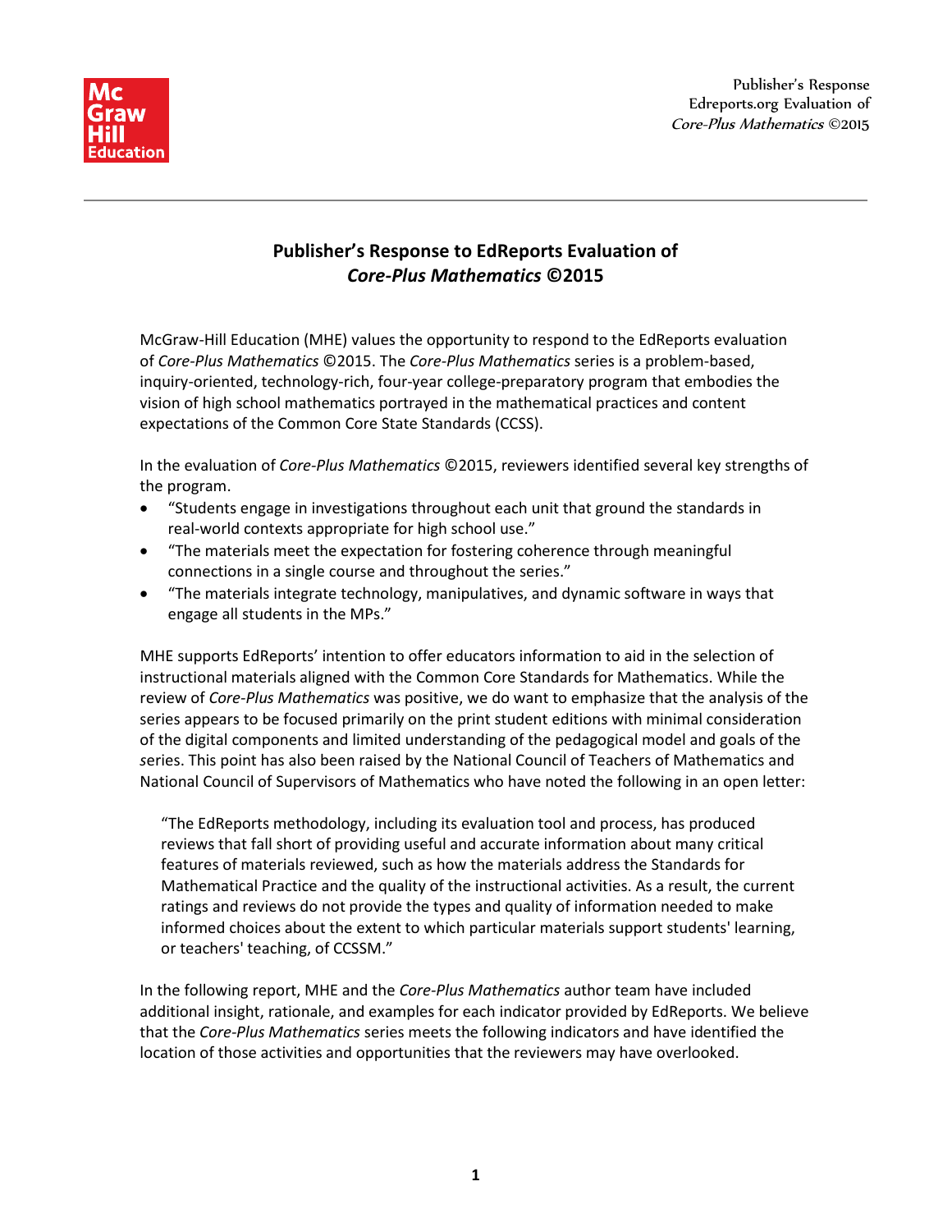# Publisher's Response to EdReports Evaluation of *Core-Plus Mathematics* ©2015

McGraw-Hill Education (MHE) values the opportunity to respond to the EdReports evaluation of *Core-Plus Mathematics* ©2015. The *Core-Plus Mathematics* series is a problem-based, inquiry-oriented, technology-rich, four-year college-preparatory program that embodies the vision of high school mathematics portrayed in the mathematical practices and content expectations of the Common Core State Standards (CCSS).

In the evaluation of *Core-Plus Mathematics* ©2015, reviewers identified several key strengths of the program.

- "Students engage in investigations throughout each unit that ground the standards in real-world contexts appropriate for high school use."
- "The materials meet the expectation for fostering coherence through meaningful connections in a single course and throughout the series."
- "The materials integrate technology, manipulatives, and dynamic software in ways that engage all students in the MPs."

MHE supports EdReports' intention to offer educators information to aid in the selection of instructional materials aligned with the Common Core Standards for Mathematics. While the review of *Core-Plus Mathematics* was positive, we do want to emphasize that the analysis of the series appears to be focused primarily on the print student editions with minimal consideration of the digital components and limited understanding of the pedagogical model and goals of the series. This point has also been raised by the National Council of Teachers of Mathematics and National Council of Supervisors of Mathematics who have noted the following in an open letter:

> "The EdReports methodology, including its evaluation tool and process, has produced reviews that fall short of providing useful and accurate information about many critical features of materials reviewed, such as how the materials address the Standards for Mathematical Practice and the quality of the instructional activities. As a result, the current ratings and reviews do not provide the types and quality of information needed to make informed choices about the extent to which particular materials support students' learning, or teachers' teaching, of CCSSM."

In the following report, MHE and the *Core-Plus Mathematics* author team have included additional insight, rationale, and examples for each indicator provided by EdReports. We believe that the *Core-Plus Mathematics* series meets the following indicators and have identified the location of those activities and opportunities that the reviewers may have overlooked.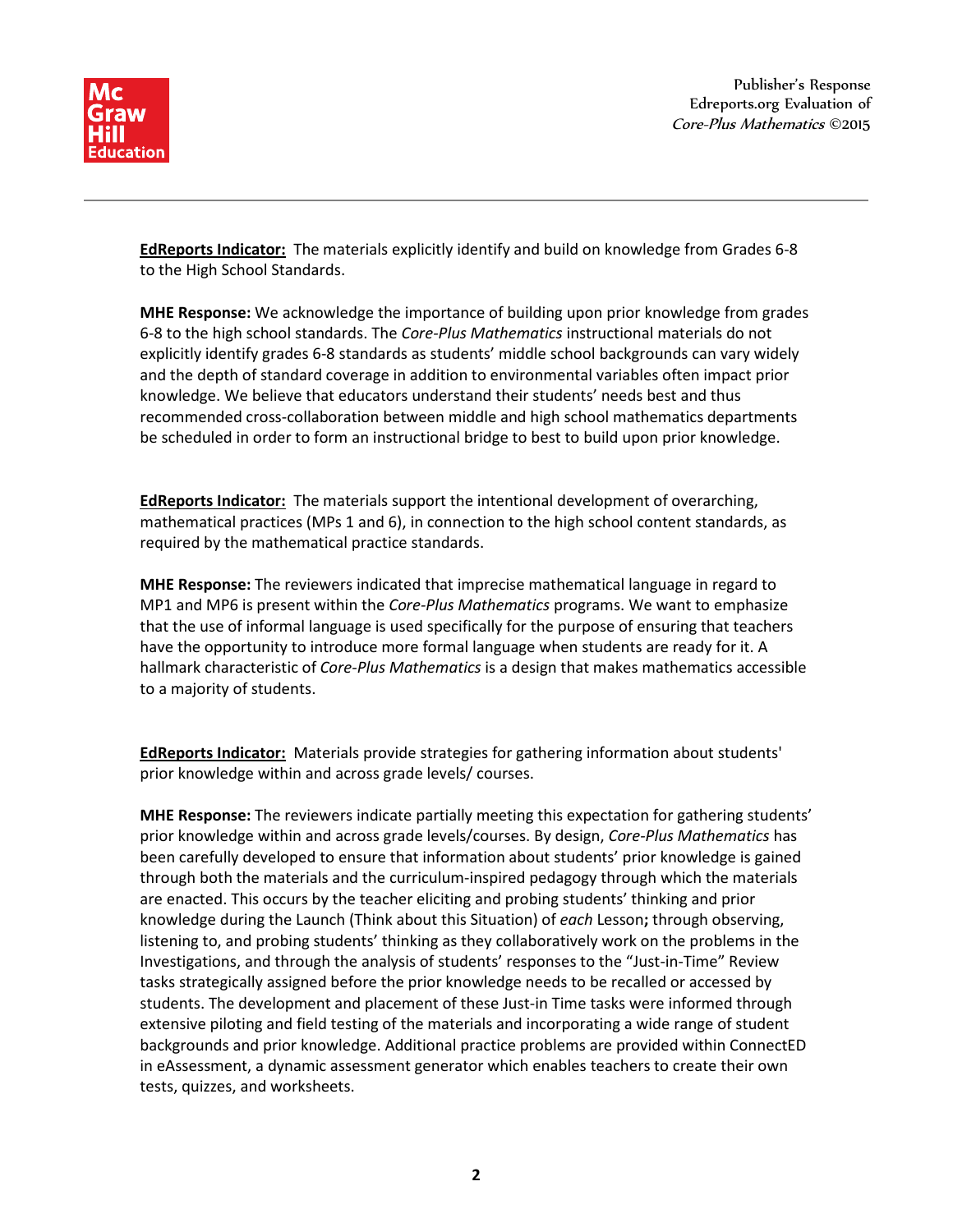**EdReports Indicator:** The materials explicitly identify and build on knowledge from Grades 6-8 to the High School Standards.

**MHE Response:** We acknowledge the importance of building upon prior knowledge from grades 6-8 to the high school standards. The *Core-Plus Mathematics* instructional materials do not explicitly identify grades 6-8 standards as students' middle school backgrounds can vary widely and the depth of standard coverage in addition to environmental variables often impact prior knowledge. We believe that educators understand their students' needs best and thus recommended cross-collaboration between middle and high school mathematics departments be scheduled in order to form an instructional bridge to best to build upon prior knowledge.

**EdReports Indicator:** The materials support the intentional development of overarching, mathematical practices (MPs 1 and 6), in connection to the high school content standards, as required by the mathematical practice standards.

**MHE Response:** The reviewers indicated that imprecise mathematical language in regard to MP1 and MP6 is present within the *Core-Plus Mathematics* programs. We want to emphasize that the use of informal language is used specifically for the purpose of ensuring that teachers have the opportunity to introduce more formal language when students are ready for it. A hallmark characteristic of *Core-Plus Mathematics* is a design that makes mathematics accessible to a majority of students.

**EdReports Indicator:** Materials provide strategies for gathering information about students' prior knowledge within and across grade levels/ courses.

**MHE Response:** The reviewers indicate partially meeting this expectation for gathering students' prior knowledge within and across grade levels/courses. By design, *Core-Plus Mathematics* has been carefully developed to ensure that information about students' prior knowledge is gained through both the materials and the curriculum-inspired pedagogy through which the materials are enacted. This occurs by the teacher eliciting and probing students' thinking and prior knowledge during the Launch (Think about this Situation) of *each* Lesson**;** through observing, listening to, and probing students' thinking as they collaboratively work on the problems in the Investigations, and through the analysis of students' responses to the "Just-in-Time" Review tasks strategically assigned before the prior knowledge needs to be recalled or accessed by students. The development and placement of these Just-in Time tasks were informed through extensive piloting and field testing of the materials and incorporating a wide range of student backgrounds and prior knowledge. Additional practice problems are provided within ConnectED in eAssessment, a dynamic assessment generator which enables teachers to create their own tests, quizzes, and worksheets.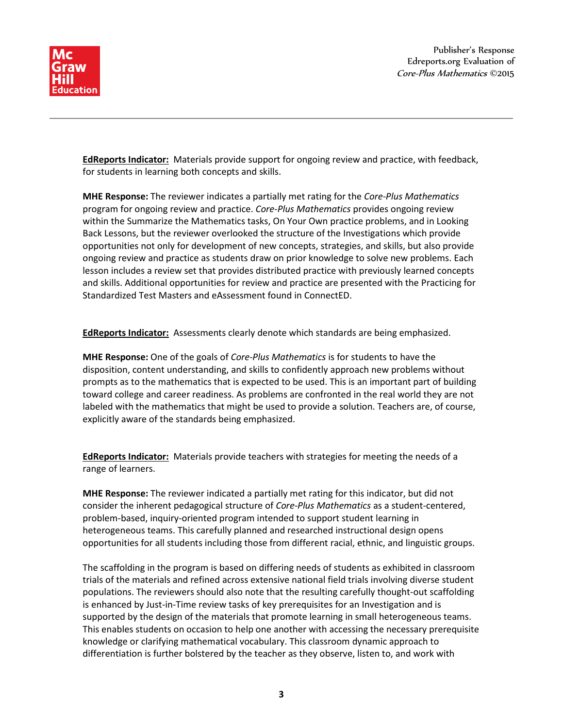**EdReports Indicator:** Materials provide support for ongoing review and practice, with feedback, for students in learning both concepts and skills.

**MHE Response:** The reviewer indicates a partially met rating for the *Core-Plus Mathematics* program for ongoing review and practice. *Core-Plus Mathematics* provides ongoing review within the Summarize the Mathematics tasks, On Your Own practice problems, and in Looking Back Lessons, but the reviewer overlooked the structure of the Investigations which provide opportunities not only for development of new concepts, strategies, and skills, but also provide ongoing review and practice as students draw on prior knowledge to solve new problems. Each lesson includes a review set that provides distributed practice with previously learned concepts and skills. Additional opportunities for review and practice are presented with the Practicing for Standardized Test Masters and eAssessment found in ConnectED.

**EdReports Indicator:** Assessments clearly denote which standards are being emphasized.

**MHE Response:** One of the goals of *Core-Plus Mathematics* is for students to have the disposition, content understanding, and skills to confidently approach new problems without prompts as to the mathematics that is expected to be used. This is an important part of building toward college and career readiness. As problems are confronted in the real world they are not labeled with the mathematics that might be used to provide a solution. Teachers are, of course, explicitly aware of the standards being emphasized.

**EdReports Indicator:** Materials provide teachers with strategies for meeting the needs of a range of learners.

**MHE Response:** The reviewer indicated a partially met rating for this indicator, but did not consider the inherent pedagogical structure of *Core-Plus Mathematics* as a student-centered, problem-based, inquiry-oriented program intended to support student learning in heterogeneous teams. This carefully planned and researched instructional design opens opportunities for all students including those from different racial, ethnic, and linguistic groups.

The scaffolding in the program is based on differing needs of students as exhibited in classroom trials of the materials and refined across extensive national field trials involving diverse student populations. The reviewers should also note that the resulting carefully thought-out scaffolding is enhanced by Just-in-Time review tasks of key prerequisites for an Investigation and is supported by the design of the materials that promote learning in small heterogeneous teams. This enables students on occasion to help one another with accessing the necessary prerequisite knowledge or clarifying mathematical vocabulary. This classroom dynamic approach to differentiation is further bolstered by the teacher as they observe, listen to, and work with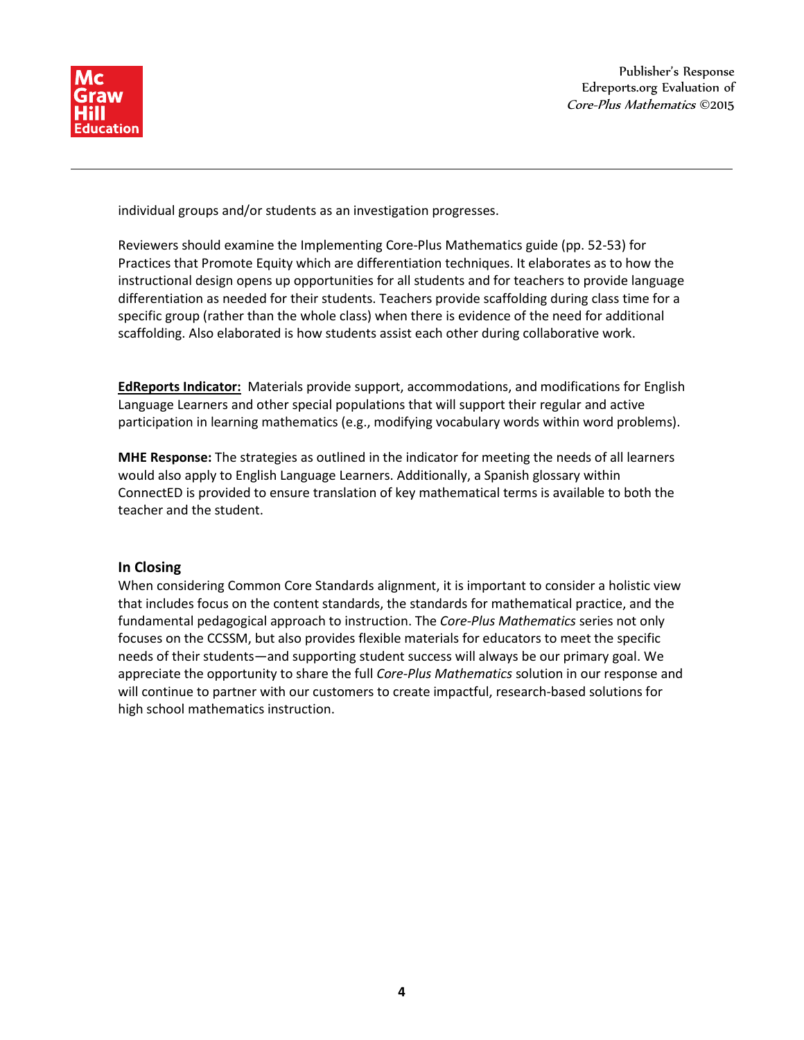individual groups and/or students as an investigation progresses.

Reviewers should examine the Implementing Core-Plus Mathematics guide (pp. 52-53) for Practices that Promote Equity which are differentiation techniques. It elaborates as to how the instructional design opens up opportunities for all students and for teachers to provide language differentiation as needed for their students. Teachers provide scaffolding during class time for a specific group (rather than the whole class) when there is evidence of the need for additional scaffolding. Also elaborated is how students assist each other during collaborative work.

**EdReports Indicator:** Materials provide support, accommodations, and modifications for English Language Learners and other special populations that will support their regular and active participation in learning mathematics (e.g., modifying vocabulary words within word problems).

**MHE Response:** The strategies as outlined in the indicator for meeting the needs of all learners would also apply to English Language Learners. Additionally, a Spanish glossary within ConnectED is provided to ensure translation of key mathematical terms is available to both the teacher and the student.

### In Closing

When considering Common Core Standards alignment, it is important to consider a holistic view that includes focus on the content standards, the standards for mathematical practice, and the fundamental pedagogical approach to instruction. The *Core-Plus Mathematics* series not only focuses on the CCSSM, but also provides flexible materials for educators to meet the specific needs of their students—and supporting student success will always be our primary goal. We appreciate the opportunity to share the full *Core-Plus Mathematics* solution in our response and will continue to partner with our customers to create impactful, research-based solutions for high school mathematics instruction.